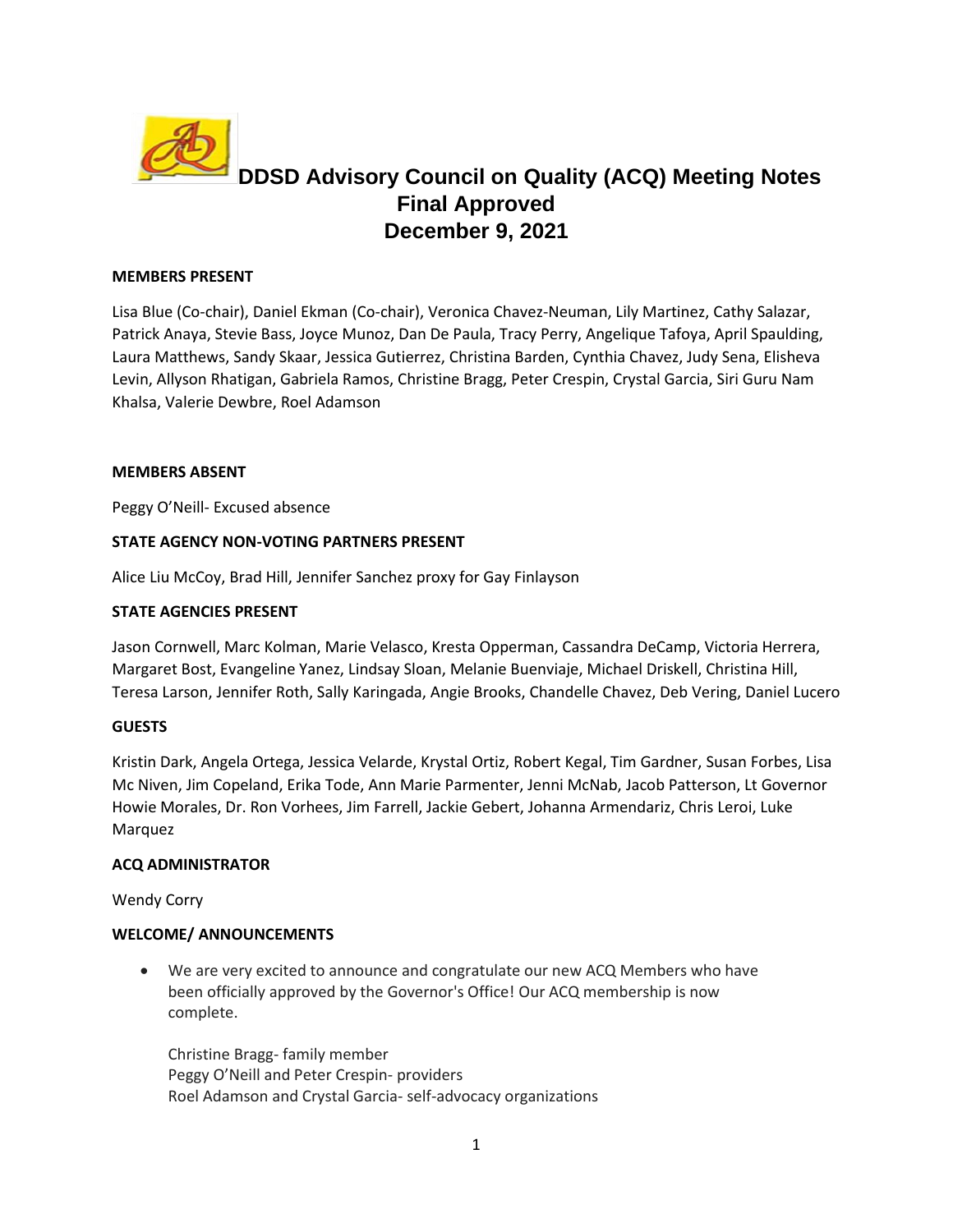# DDSD Advisory Council on Quality (ACQ) Meeting Notes
# Final Approved
# December 9, 2021

**MEMBERS PRESENT**

Lisa Blue (Co-chair), Daniel Ekman (Co-chair), Veronica Chavez-Neuman, Lily Martinez, Cathy Salazar, Patrick Anaya, Stevie Bass, Joyce Munoz, Dan De Paula, Tracy Perry, Angelique Tafoya, April Spaulding, Laura Matthews, Sandy Skaar, Jessica Gutierrez, Christina Barden, Cynthia Chavez, Judy Sena, Elisheva Levin, Allyson Rhatigan, Gabriela Ramos, Christine Bragg, Peter Crespin, Crystal Garcia, Siri Guru Nam Khalsa, Valerie Dewbre, Roel Adamson

**MEMBERS ABSENT**

Peggy O'Neill- Excused absence

**STATE AGENCY NON-VOTING PARTNERS PRESENT**

Alice Liu McCoy, Brad Hill, Jennifer Sanchez proxy for Gay Finlayson

**STATE AGENCIES PRESENT**

Jason Cornwell, Marc Kolman, Marie Velasco, Kresta Opperman, Cassandra DeCamp, Victoria Herrera, Margaret Bost, Evangeline Yanez, Lindsay Sloan, Melanie Buenviaje, Michael Driskell, Christina Hill, Teresa Larson, Jennifer Roth, Sally Karingada, Angie Brooks, Chandelle Chavez, Deb Vering, Daniel Lucero

**GUESTS**

Kristin Dark, Angela Ortega, Jessica Velarde, Krystal Ortiz, Robert Kegal, Tim Gardner, Susan Forbes, Lisa Mc Niven, Jim Copeland, Erika Tode, Ann Marie Parmenter, Jenni McNab, Jacob Patterson, Lt Governor Howie Morales, Dr. Ron Vorhees, Jim Farrell, Jackie Gebert, Johanna Armendariz, Chris Leroi, Luke Marquez

**ACQ ADMINISTRATOR**

Wendy Corry

**WELCOME/ ANNOUNCEMENTS**

- We are very excited to announce and congratulate our new ACQ Members who have been officially approved by the Governor's Office! Our ACQ membership is now complete.

  Christine Bragg- family member
  Peggy O'Neill and Peter Crespin- providers
  Roel Adamson and Crystal Garcia- self-advocacy organizations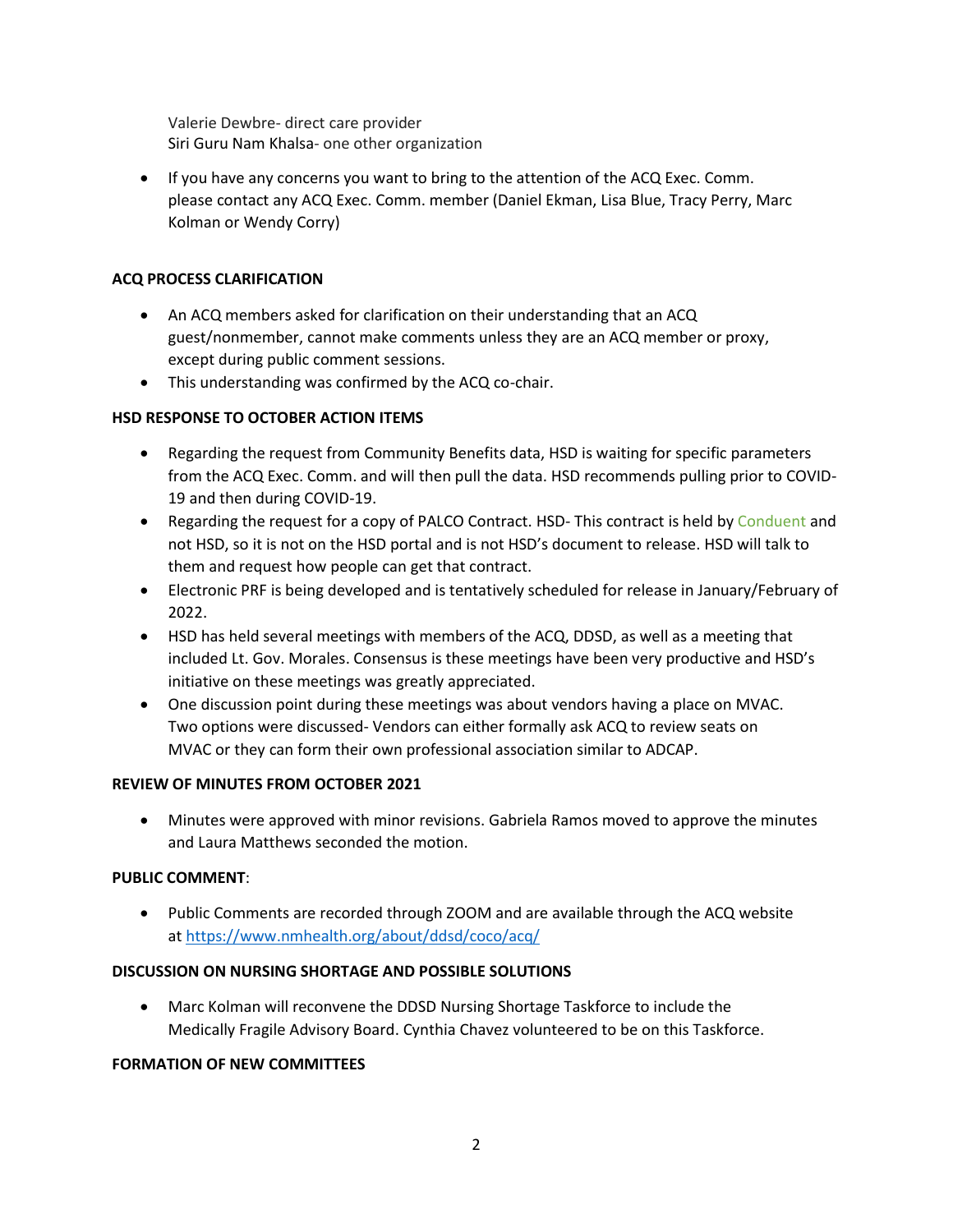Valerie Dewbre- direct care provider
Siri Guru Nam Khalsa- one other organization

- If you have any concerns you want to bring to the attention of the ACQ Exec. Comm. please contact any ACQ Exec. Comm. member (Daniel Ekman, Lisa Blue, Tracy Perry, Marc Kolman or Wendy Corry)

**ACQ PROCESS CLARIFICATION**

- An ACQ members asked for clarification on their understanding that an ACQ guest/nonmember, cannot make comments unless they are an ACQ member or proxy, except during public comment sessions.
- This understanding was confirmed by the ACQ co-chair.

**HSD RESPONSE TO OCTOBER ACTION ITEMS**

- Regarding the request from Community Benefits data, HSD is waiting for specific parameters from the ACQ Exec. Comm. and will then pull the data. HSD recommends pulling prior to COVID-19 and then during COVID-19.
- Regarding the request for a copy of PALCO Contract. HSD- This contract is held by Conduent and not HSD, so it is not on the HSD portal and is not HSD's document to release. HSD will talk to them and request how people can get that contract.
- Electronic PRF is being developed and is tentatively scheduled for release in January/February of 2022.
- HSD has held several meetings with members of the ACQ, DDSD, as well as a meeting that included Lt. Gov. Morales. Consensus is these meetings have been very productive and HSD's initiative on these meetings was greatly appreciated.
- One discussion point during these meetings was about vendors having a place on MVAC. Two options were discussed- Vendors can either formally ask ACQ to review seats on MVAC or they can form their own professional association similar to ADCAP.

**REVIEW OF MINUTES FROM OCTOBER 2021**

- Minutes were approved with minor revisions. Gabriela Ramos moved to approve the minutes and Laura Matthews seconded the motion.

**PUBLIC COMMENT**:

- Public Comments are recorded through ZOOM and are available through the ACQ website at https://www.nmhealth.org/about/ddsd/coco/acq/

**DISCUSSION ON NURSING SHORTAGE AND POSSIBLE SOLUTIONS**

- Marc Kolman will reconvene the DDSD Nursing Shortage Taskforce to include the Medically Fragile Advisory Board. Cynthia Chavez volunteered to be on this Taskforce.

**FORMATION OF NEW COMMITTEES**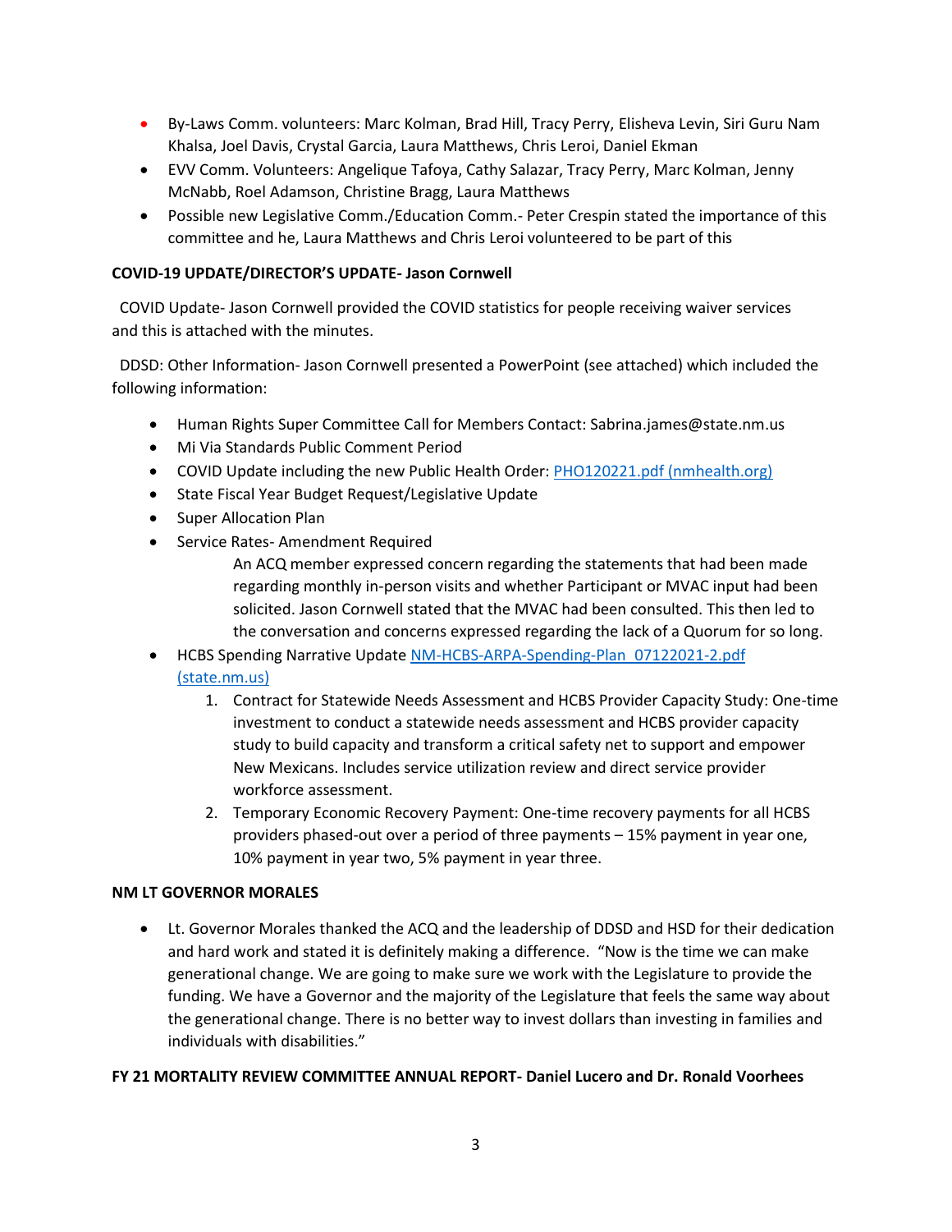- By-Laws Comm. volunteers: Marc Kolman, Brad Hill, Tracy Perry, Elisheva Levin, Siri Guru Nam Khalsa, Joel Davis, Crystal Garcia, Laura Matthews, Chris Leroi, Daniel Ekman
- EVV Comm. Volunteers: Angelique Tafoya, Cathy Salazar, Tracy Perry, Marc Kolman, Jenny McNabb, Roel Adamson, Christine Bragg, Laura Matthews
- Possible new Legislative Comm./Education Comm.- Peter Crespin stated the importance of this committee and he, Laura Matthews and Chris Leroi volunteered to be part of this

**COVID-19 UPDATE/DIRECTOR'S UPDATE- Jason Cornwell**

COVID Update- Jason Cornwell provided the COVID statistics for people receiving waiver services and this is attached with the minutes.

DDSD: Other Information- Jason Cornwell presented a PowerPoint (see attached) which included the following information:

- Human Rights Super Committee Call for Members Contact: Sabrina.james@state.nm.us
- Mi Via Standards Public Comment Period
- COVID Update including the new Public Health Order: [PHO120221.pdf (nmhealth.org)]
- State Fiscal Year Budget Request/Legislative Update
- Super Allocation Plan
- Service Rates- Amendment Required

  An ACQ member expressed concern regarding the statements that had been made regarding monthly in-person visits and whether Participant or MVAC input had been solicited. Jason Cornwell stated that the MVAC had been consulted. This then led to the conversation and concerns expressed regarding the lack of a Quorum for so long.
- HCBS Spending Narrative Update [NM-HCBS-ARPA-Spending-Plan_07122021-2.pdf (state.nm.us)]
  1. Contract for Statewide Needs Assessment and HCBS Provider Capacity Study: One-time investment to conduct a statewide needs assessment and HCBS provider capacity study to build capacity and transform a critical safety net to support and empower New Mexicans. Includes service utilization review and direct service provider workforce assessment.
  2. Temporary Economic Recovery Payment: One-time recovery payments for all HCBS providers phased-out over a period of three payments – 15% payment in year one, 10% payment in year two, 5% payment in year three.

**NM LT GOVERNOR MORALES**

- Lt. Governor Morales thanked the ACQ and the leadership of DDSD and HSD for their dedication and hard work and stated it is definitely making a difference. "Now is the time we can make generational change. We are going to make sure we work with the Legislature to provide the funding. We have a Governor and the majority of the Legislature that feels the same way about the generational change. There is no better way to invest dollars than investing in families and individuals with disabilities."

**FY 21 MORTALITY REVIEW COMMITTEE ANNUAL REPORT- Daniel Lucero and Dr. Ronald Voorhees**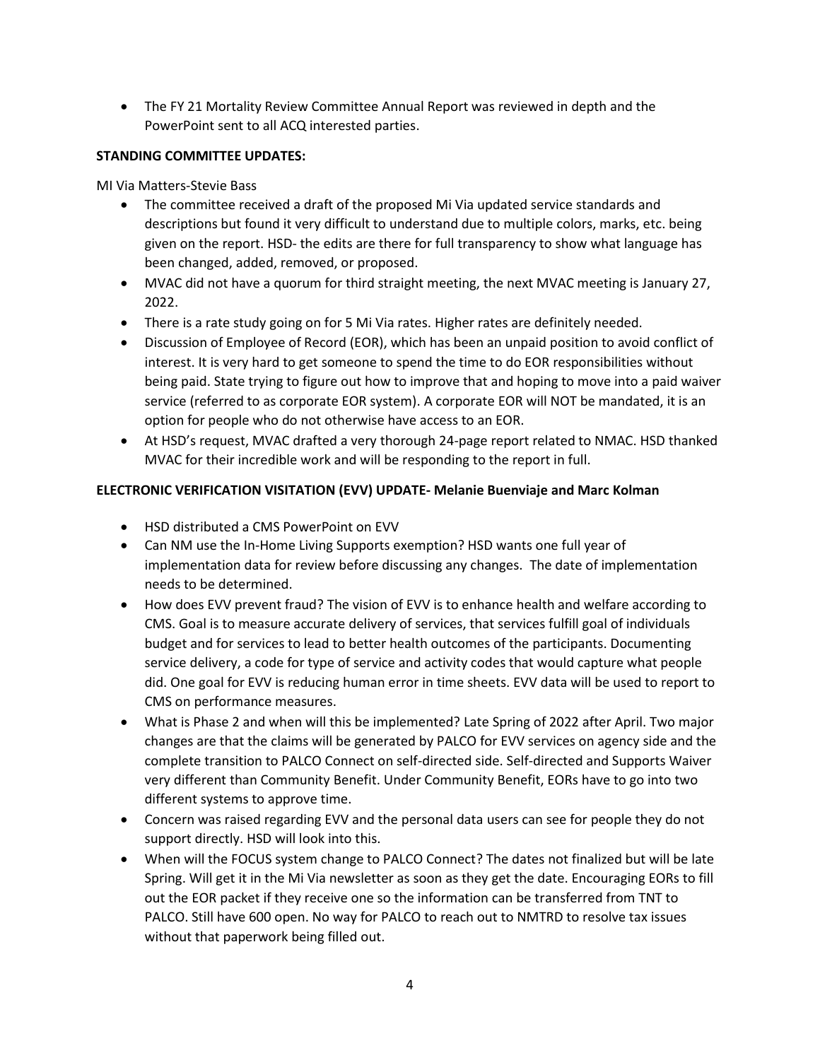- The FY 21 Mortality Review Committee Annual Report was reviewed in depth and the PowerPoint sent to all ACQ interested parties.

**STANDING COMMITTEE UPDATES:**

MI Via Matters-Stevie Bass

- The committee received a draft of the proposed Mi Via updated service standards and descriptions but found it very difficult to understand due to multiple colors, marks, etc. being given on the report. HSD- the edits are there for full transparency to show what language has been changed, added, removed, or proposed.
- MVAC did not have a quorum for third straight meeting, the next MVAC meeting is January 27, 2022.
- There is a rate study going on for 5 Mi Via rates. Higher rates are definitely needed.
- Discussion of Employee of Record (EOR), which has been an unpaid position to avoid conflict of interest. It is very hard to get someone to spend the time to do EOR responsibilities without being paid. State trying to figure out how to improve that and hoping to move into a paid waiver service (referred to as corporate EOR system). A corporate EOR will NOT be mandated, it is an option for people who do not otherwise have access to an EOR.
- At HSD's request, MVAC drafted a very thorough 24-page report related to NMAC. HSD thanked MVAC for their incredible work and will be responding to the report in full.

**ELECTRONIC VERIFICATION VISITATION (EVV) UPDATE- Melanie Buenviaje and Marc Kolman**

- HSD distributed a CMS PowerPoint on EVV
- Can NM use the In-Home Living Supports exemption? HSD wants one full year of implementation data for review before discussing any changes. The date of implementation needs to be determined.
- How does EVV prevent fraud? The vision of EVV is to enhance health and welfare according to CMS. Goal is to measure accurate delivery of services, that services fulfill goal of individuals budget and for services to lead to better health outcomes of the participants. Documenting service delivery, a code for type of service and activity codes that would capture what people did. One goal for EVV is reducing human error in time sheets. EVV data will be used to report to CMS on performance measures.
- What is Phase 2 and when will this be implemented? Late Spring of 2022 after April. Two major changes are that the claims will be generated by PALCO for EVV services on agency side and the complete transition to PALCO Connect on self-directed side. Self-directed and Supports Waiver very different than Community Benefit. Under Community Benefit, EORs have to go into two different systems to approve time.
- Concern was raised regarding EVV and the personal data users can see for people they do not support directly. HSD will look into this.
- When will the FOCUS system change to PALCO Connect? The dates not finalized but will be late Spring. Will get it in the Mi Via newsletter as soon as they get the date. Encouraging EORs to fill out the EOR packet if they receive one so the information can be transferred from TNT to PALCO. Still have 600 open. No way for PALCO to reach out to NMTRD to resolve tax issues without that paperwork being filled out.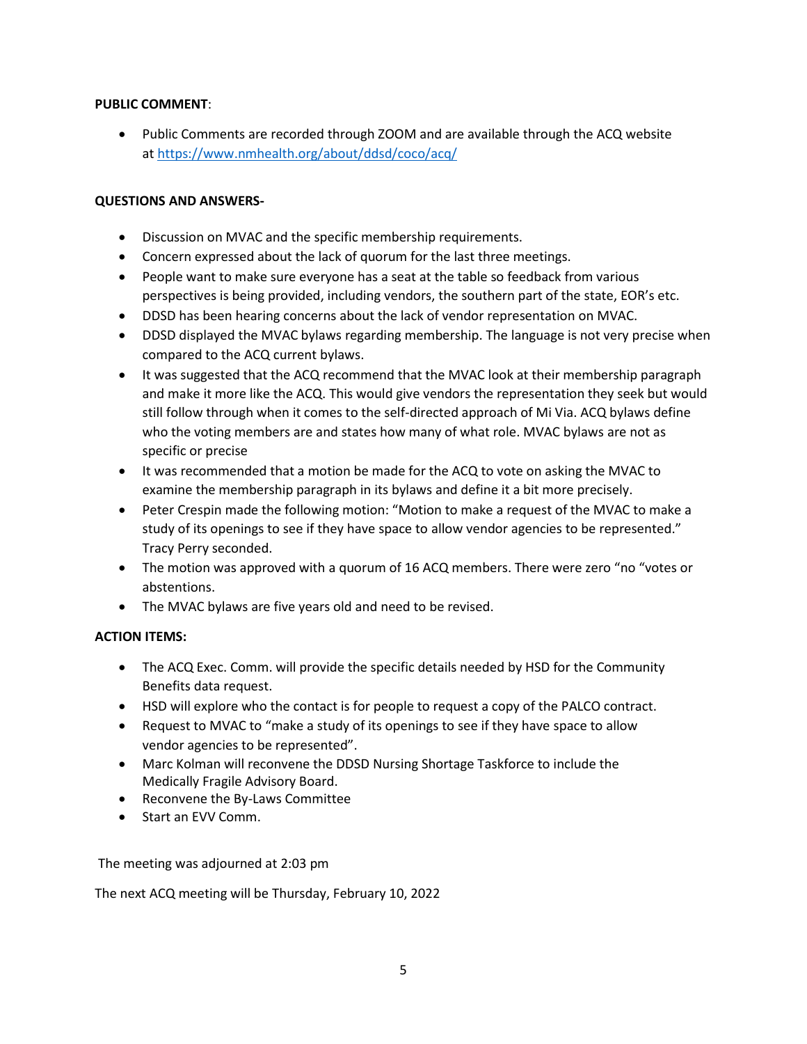**PUBLIC COMMENT**:

- Public Comments are recorded through ZOOM and are available through the ACQ website at [https://www.nmhealth.org/about/ddsd/coco/acq/](https://www.nmhealth.org/about/ddsd/coco/acq/)

**QUESTIONS AND ANSWERS-**

- Discussion on MVAC and the specific membership requirements.
- Concern expressed about the lack of quorum for the last three meetings.
- People want to make sure everyone has a seat at the table so feedback from various perspectives is being provided, including vendors, the southern part of the state, EOR's etc.
- DDSD has been hearing concerns about the lack of vendor representation on MVAC.
- DDSD displayed the MVAC bylaws regarding membership. The language is not very precise when compared to the ACQ current bylaws.
- It was suggested that the ACQ recommend that the MVAC look at their membership paragraph and make it more like the ACQ. This would give vendors the representation they seek but would still follow through when it comes to the self-directed approach of Mi Via. ACQ bylaws define who the voting members are and states how many of what role. MVAC bylaws are not as specific or precise
- It was recommended that a motion be made for the ACQ to vote on asking the MVAC to examine the membership paragraph in its bylaws and define it a bit more precisely.
- Peter Crespin made the following motion: "Motion to make a request of the MVAC to make a study of its openings to see if they have space to allow vendor agencies to be represented." Tracy Perry seconded.
- The motion was approved with a quorum of 16 ACQ members. There were zero "no "votes or abstentions.
- The MVAC bylaws are five years old and need to be revised.

**ACTION ITEMS:**

- The ACQ Exec. Comm. will provide the specific details needed by HSD for the Community Benefits data request.
- HSD will explore who the contact is for people to request a copy of the PALCO contract.
- Request to MVAC to "make a study of its openings to see if they have space to allow vendor agencies to be represented".
- Marc Kolman will reconvene the DDSD Nursing Shortage Taskforce to include the Medically Fragile Advisory Board.
- Reconvene the By-Laws Committee
- Start an EVV Comm.

The meeting was adjourned at 2:03 pm

The next ACQ meeting will be Thursday, February 10, 2022